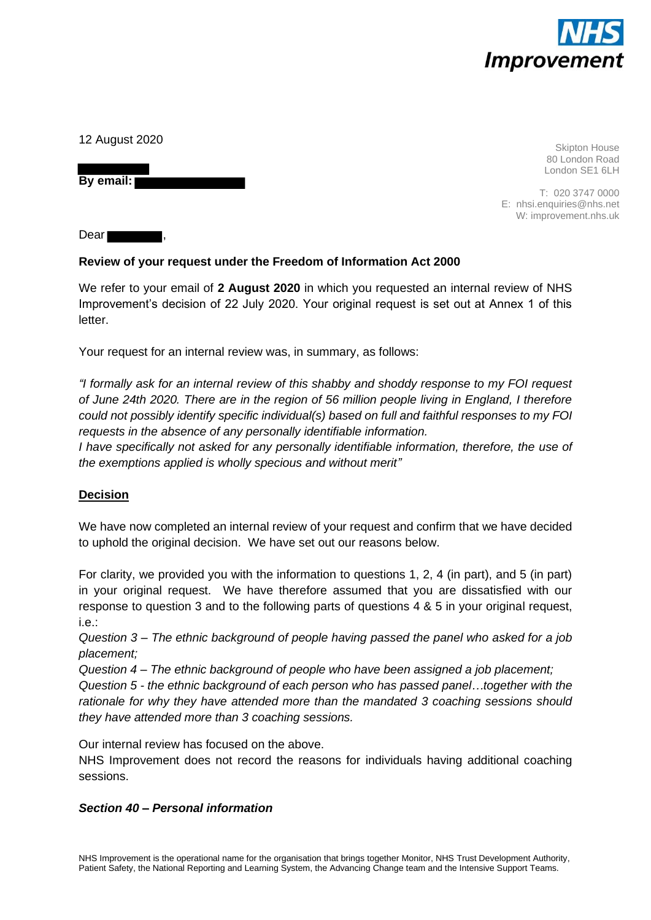**NHS Improvement**

12 August 2020

Skipton House
80 London Road
London SE1 6LH

T: 020 3747 0000
E: nhsi.enquiries@nhs.net
W: improvement.nhs.uk

**By email:**

Dear ,

**Review of your request under the Freedom of Information Act 2000**

We refer to your email of **2 August 2020** in which you requested an internal review of NHS Improvement's decision of 22 July 2020. Your original request is set out at Annex 1 of this letter.

Your request for an internal review was, in summary, as follows:

*"I formally ask for an internal review of this shabby and shoddy response to my FOI request of June 24th 2020. There are in the region of 56 million people living in England, I therefore could not possibly identify specific individual(s) based on full and faithful responses to my FOI requests in the absence of any personally identifiable information.*
*I have specifically not asked for any personally identifiable information, therefore, the use of the exemptions applied is wholly specious and without merit"*

## Decision

We have now completed an internal review of your request and confirm that we have decided to uphold the original decision. We have set out our reasons below.

For clarity, we provided you with the information to questions 1, 2, 4 (in part), and 5 (in part) in your original request. We have therefore assumed that you are dissatisfied with our response to question 3 and to the following parts of questions 4 & 5 in your original request, i.e.:
*Question 3 – The ethnic background of people having passed the panel who asked for a job placement;*
*Question 4 – The ethnic background of people who have been assigned a job placement;*
*Question 5 - the ethnic background of each person who has passed panel…together with the rationale for why they have attended more than the mandated 3 coaching sessions should they have attended more than 3 coaching sessions.*

Our internal review has focused on the above.
NHS Improvement does not record the reasons for individuals having additional coaching sessions.

### *Section 40 – Personal information*

NHS Improvement is the operational name for the organisation that brings together Monitor, NHS Trust Development Authority, Patient Safety, the National Reporting and Learning System, the Advancing Change team and the Intensive Support Teams.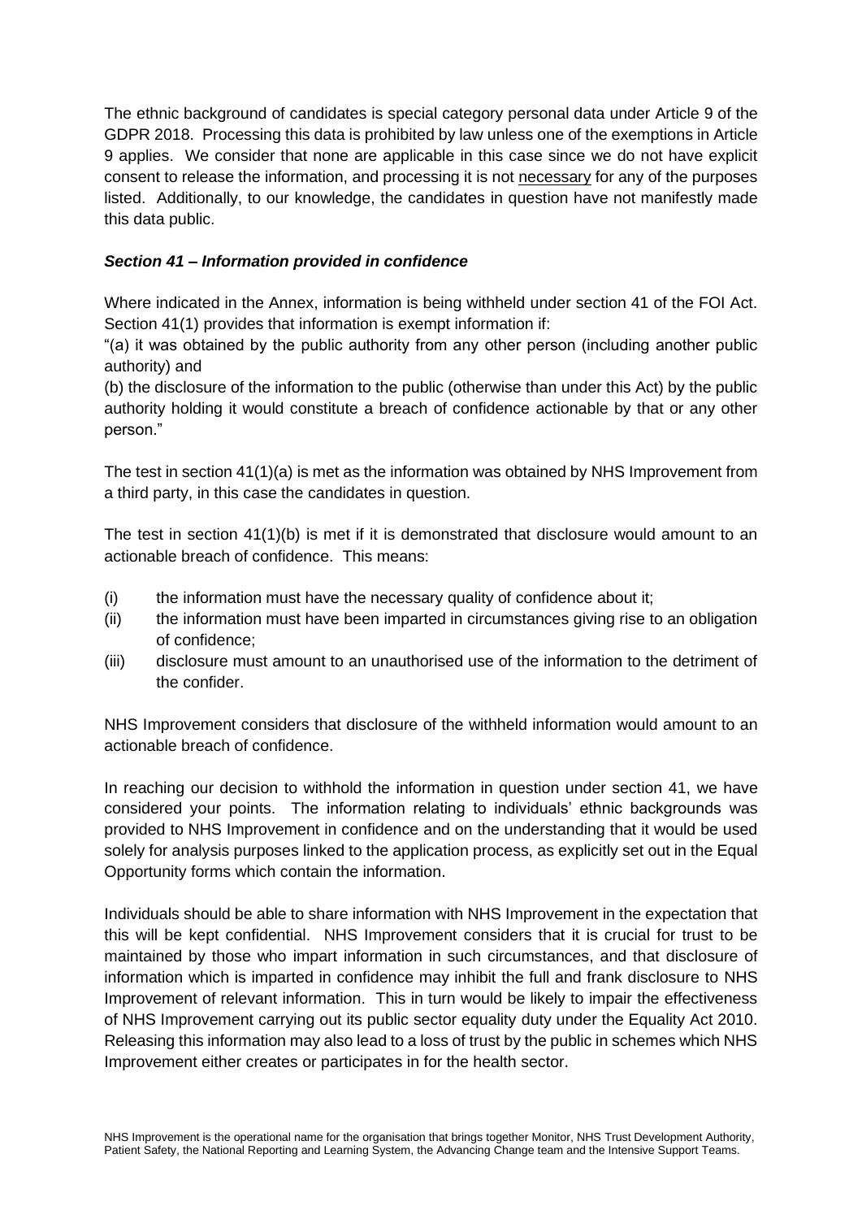The ethnic background of candidates is special category personal data under Article 9 of the GDPR 2018. Processing this data is prohibited by law unless one of the exemptions in Article 9 applies. We consider that none are applicable in this case since we do not have explicit consent to release the information, and processing it is not necessary for any of the purposes listed. Additionally, to our knowledge, the candidates in question have not manifestly made this data public.

***Section 41 – Information provided in confidence***

Where indicated in the Annex, information is being withheld under section 41 of the FOI Act. Section 41(1) provides that information is exempt information if:

"(a) it was obtained by the public authority from any other person (including another public authority) and

(b) the disclosure of the information to the public (otherwise than under this Act) by the public authority holding it would constitute a breach of confidence actionable by that or any other person."

The test in section 41(1)(a) is met as the information was obtained by NHS Improvement from a third party, in this case the candidates in question.

The test in section 41(1)(b) is met if it is demonstrated that disclosure would amount to an actionable breach of confidence. This means:

(i) the information must have the necessary quality of confidence about it;

(ii) the information must have been imparted in circumstances giving rise to an obligation of confidence;

(iii) disclosure must amount to an unauthorised use of the information to the detriment of the confider.

NHS Improvement considers that disclosure of the withheld information would amount to an actionable breach of confidence.

In reaching our decision to withhold the information in question under section 41, we have considered your points. The information relating to individuals' ethnic backgrounds was provided to NHS Improvement in confidence and on the understanding that it would be used solely for analysis purposes linked to the application process, as explicitly set out in the Equal Opportunity forms which contain the information.

Individuals should be able to share information with NHS Improvement in the expectation that this will be kept confidential. NHS Improvement considers that it is crucial for trust to be maintained by those who impart information in such circumstances, and that disclosure of information which is imparted in confidence may inhibit the full and frank disclosure to NHS Improvement of relevant information. This in turn would be likely to impair the effectiveness of NHS Improvement carrying out its public sector equality duty under the Equality Act 2010. Releasing this information may also lead to a loss of trust by the public in schemes which NHS Improvement either creates or participates in for the health sector.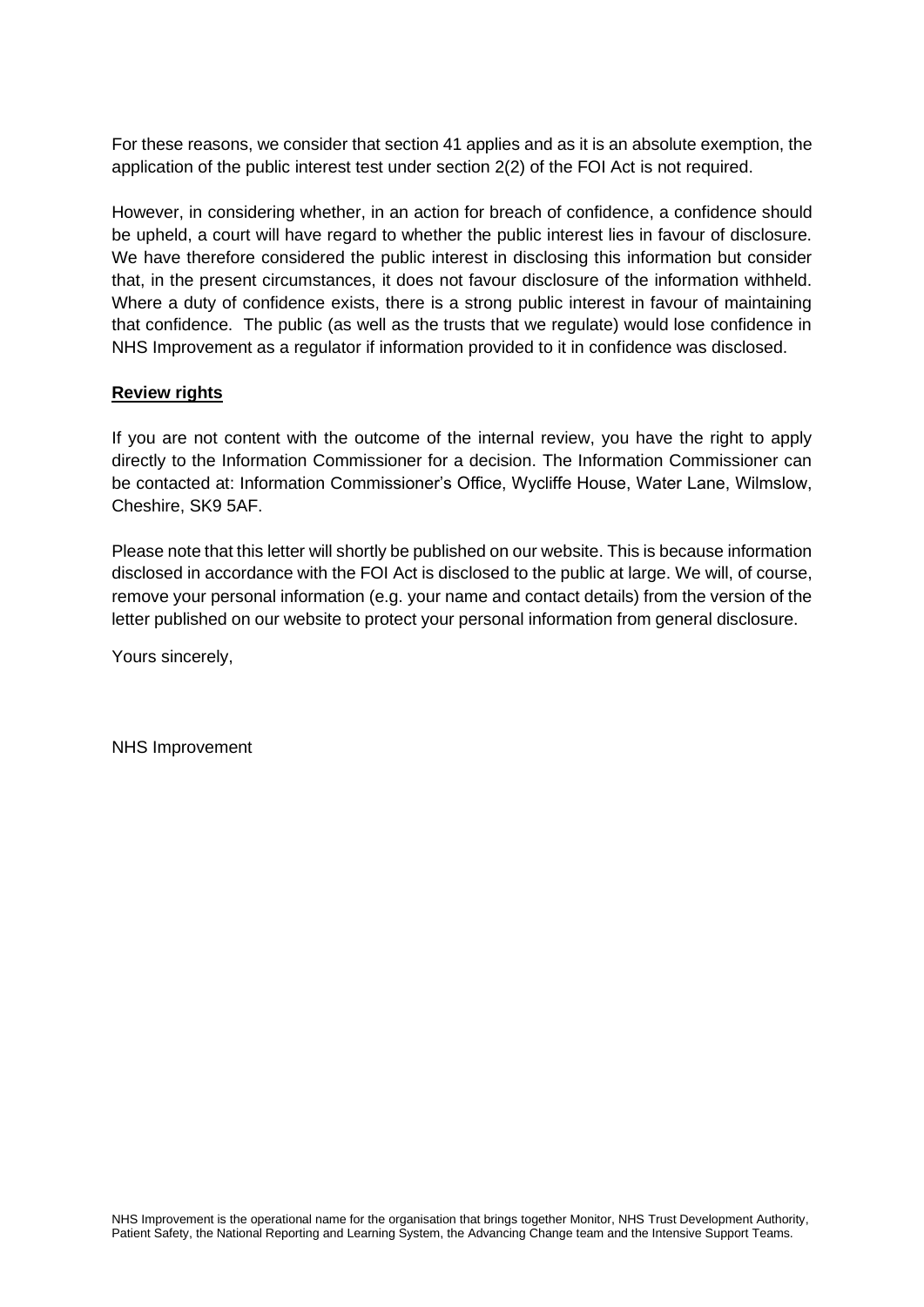For these reasons, we consider that section 41 applies and as it is an absolute exemption, the application of the public interest test under section 2(2) of the FOI Act is not required.

However, in considering whether, in an action for breach of confidence, a confidence should be upheld, a court will have regard to whether the public interest lies in favour of disclosure. We have therefore considered the public interest in disclosing this information but consider that, in the present circumstances, it does not favour disclosure of the information withheld. Where a duty of confidence exists, there is a strong public interest in favour of maintaining that confidence. The public (as well as the trusts that we regulate) would lose confidence in NHS Improvement as a regulator if information provided to it in confidence was disclosed.

**Review rights**

If you are not content with the outcome of the internal review, you have the right to apply directly to the Information Commissioner for a decision. The Information Commissioner can be contacted at: Information Commissioner's Office, Wycliffe House, Water Lane, Wilmslow, Cheshire, SK9 5AF.

Please note that this letter will shortly be published on our website. This is because information disclosed in accordance with the FOI Act is disclosed to the public at large. We will, of course, remove your personal information (e.g. your name and contact details) from the version of the letter published on our website to protect your personal information from general disclosure.

Yours sincerely,

NHS Improvement

NHS Improvement is the operational name for the organisation that brings together Monitor, NHS Trust Development Authority, Patient Safety, the National Reporting and Learning System, the Advancing Change team and the Intensive Support Teams.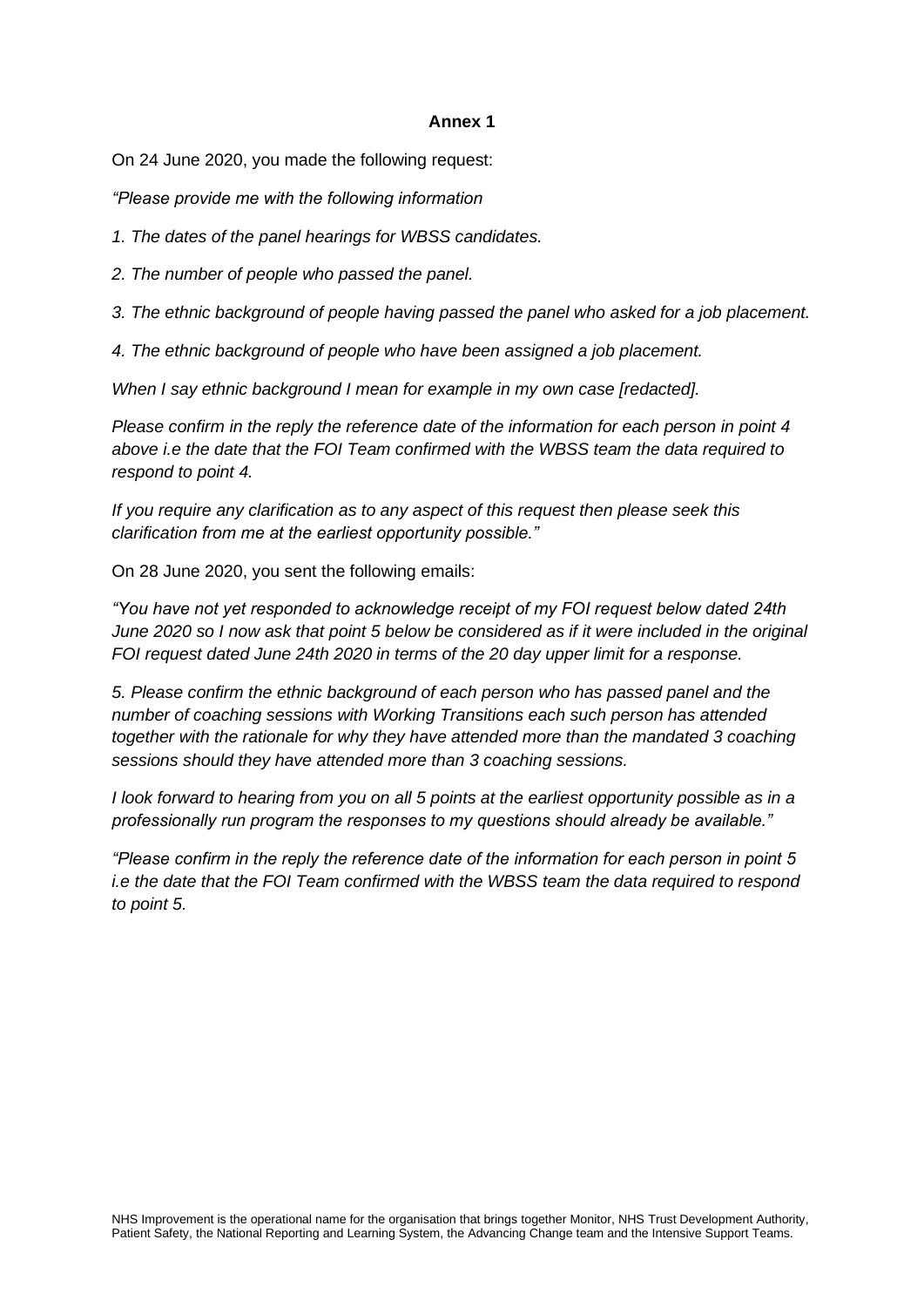**Annex 1**

On 24 June 2020, you made the following request:

*"Please provide me with the following information*

*1. The dates of the panel hearings for WBSS candidates.*

*2. The number of people who passed the panel.*

*3. The ethnic background of people having passed the panel who asked for a job placement.*

*4. The ethnic background of people who have been assigned a job placement.*

*When I say ethnic background I mean for example in my own case [redacted].*

*Please confirm in the reply the reference date of the information for each person in point 4 above i.e the date that the FOI Team confirmed with the WBSS team the data required to respond to point 4.*

*If you require any clarification as to any aspect of this request then please seek this clarification from me at the earliest opportunity possible."*

On 28 June 2020, you sent the following emails:

*"You have not yet responded to acknowledge receipt of my FOI request below dated 24th June 2020 so I now ask that point 5 below be considered as if it were included in the original FOI request dated June 24th 2020 in terms of the 20 day upper limit for a response.*

*5. Please confirm the ethnic background of each person who has passed panel and the number of coaching sessions with Working Transitions each such person has attended together with the rationale for why they have attended more than the mandated 3 coaching sessions should they have attended more than 3 coaching sessions.*

*I look forward to hearing from you on all 5 points at the earliest opportunity possible as in a professionally run program the responses to my questions should already be available."*

*"Please confirm in the reply the reference date of the information for each person in point 5 i.e the date that the FOI Team confirmed with the WBSS team the data required to respond to point 5.*

NHS Improvement is the operational name for the organisation that brings together Monitor, NHS Trust Development Authority, Patient Safety, the National Reporting and Learning System, the Advancing Change team and the Intensive Support Teams.